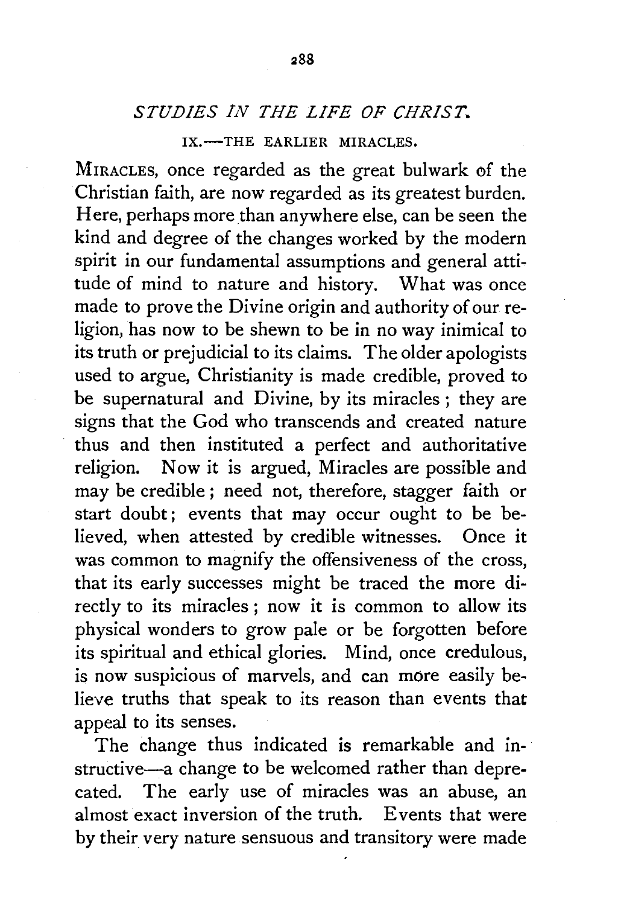## *STUDIES IN THE LIFE OF CHRIST.*

### IX.—THE EARLIER MIRACLES.

MIRACLES, once regarded as the great bulwark of the Christian faith, are now regarded as its greatest burden. Here, perhaps more than anywhere else, can be seen the kind and degree of the changes worked by the modern spirit in our fundamental assumptions and general attitude of mind to nature and history. What was once made to prove the Divine origin and authority of our religion, has now to be shewn to be in no way inimical to its truth or prejudicial to its claims. The older apologists used to argue, Christianity is made credible, proved to be supernatural and Divine, by its miracles; they are signs that the God who transcends and created nature thus and then instituted a perfect and authoritative religion. Now it is argued, Miracles are possible and may be credible; need not, therefore, stagger faith or start doubt; events that may occur ought to be believed, when attested by credible witnesses. Once it was common to magnify the offensiveness of the cross, that its early successes might be traced the more directly to its miracles; now it is common to allow its physical wonders to grow pale or be forgotten before its spiritual and ethical glories. Mind, once credulous, is now suspicious of marvels, and can more easily believe truths that speak to its reason than events that appeal to its senses.

The change thus indicated is remarkable and instructive—a change to be welcomed rather than deprecated. The early use of miracles was an abuse, an almost exact inversion of the truth. Events that were by their very nature sensuous and transitory were made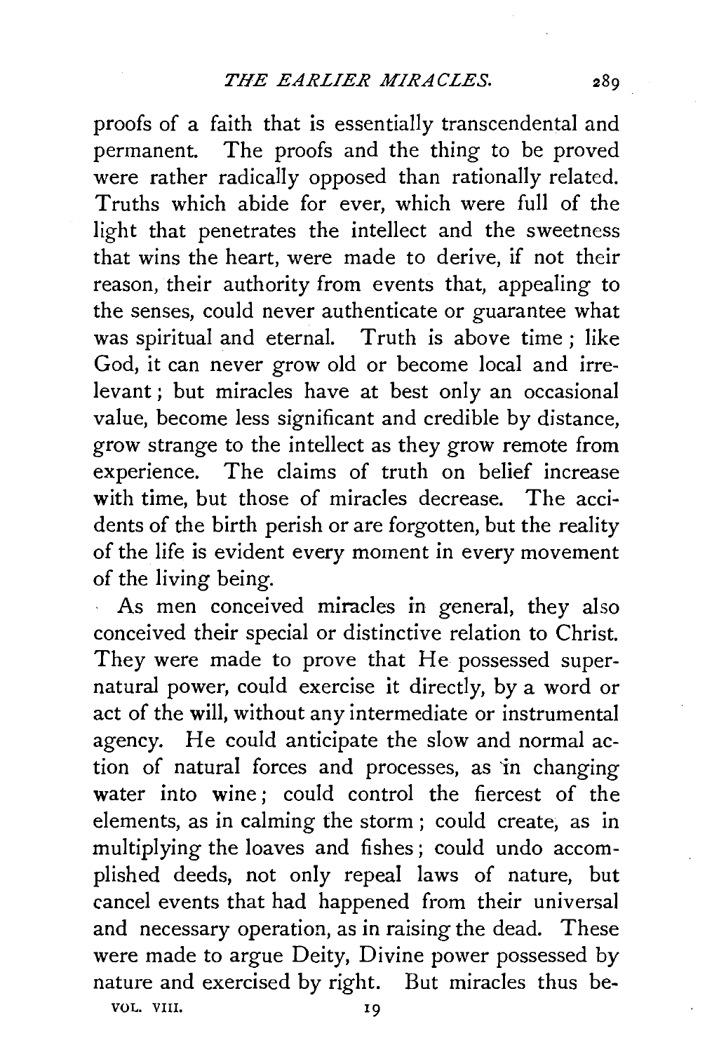proofs of a faith that is essentially transcendental and permanent. The proofs and the thing to be proved were rather radically opposed than rationally related. Truths which abide for ever, which were full of the light that penetrates the intellect and the sweetness that wins the heart, were made to derive, if not their reason, their authority from events that, appealing to the senses, could never authenticate or guarantee what was spiritual and eternal. Truth is above time; like God, it can never grow old or become local and irrelevant; but miracles have at best only an occasional value, become less significant and credible by distance, grow strange to the intellect as they grow remote from experience. The claims of truth on belief increase with time, but those of miracles decrease. The accidents of the birth perish or are forgotten, but the reality of the life is evident every moment in every movement of the living being.

As men conceived miracles in general, they also conceived their special or distinctive relation to Christ. They were made to prove that He possessed supernatural power, could exercise it directly, by a word or act of the will, without any intermediate or instrumental agency. He could anticipate the slow and normal action of natural forces and processes, as in changing water into wine; could control the fiercest of the elements, as in calming the storm; could create, as in multiplying the loaves and fishes; could undo accomplished deeds, not only repeal laws of nature, but cancel events that had happened from their universal and necessary operation, as in raising the dead. These were made to argue Deity, Divine power possessed by nature and exercised by right. But miracles thus be-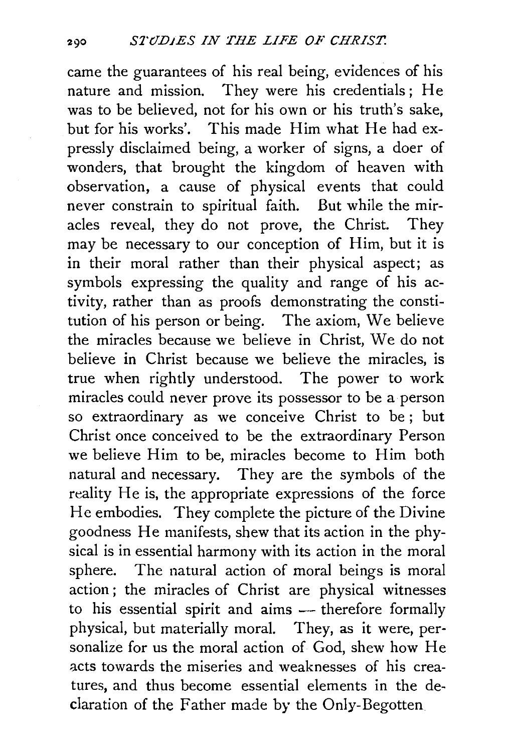came the guarantees of his real being, evidences of his nature and mission. They were his credentials; He was to be believed, not for his own or his truth's sake, but for his works'. This made Him what He had expressly disclaimed being, a worker of signs, a doer of wonders, that brought the kingdom of heaven with observation, a cause of physical events that could never constrain to spiritual faith. But while the miracles reveal, they do not prove, the Christ. They may be necessary to our conception of Him, but it is in their moral rather than their physical aspect; as symbols expressing the quality and range of his activity, rather than as proofs demonstrating the constitution of his person or being. The axiom, We believe the miracles because we believe in Christ, We do not believe in Christ because we believe the miracles, is true when rightly understood. The power to work miracles could never prove its possessor to be a person so extraordinary as we conceive Christ to be; but Christ once conceived to be the extraordinary Person we believe Him to be, miracles become to Him both natural and necessary. They are the symbols of the reality He is, the appropriate expressions of the force He embodies. They complete the picture of the Divine goodness He manifests, shew that its action in the physical is in essential harmony with its action in the moral sphere. The natural action of moral beings is moral action; the miracles of Christ are physical witnesses to his essential spirit and aims — therefore formally physical, but materially moral. They, as it were, personalize for us the moral action of God, shew how He acts towards the miseries and weaknesses of his creatures, and thus become essential elements in the declaration of the Father made by the Only-Begotten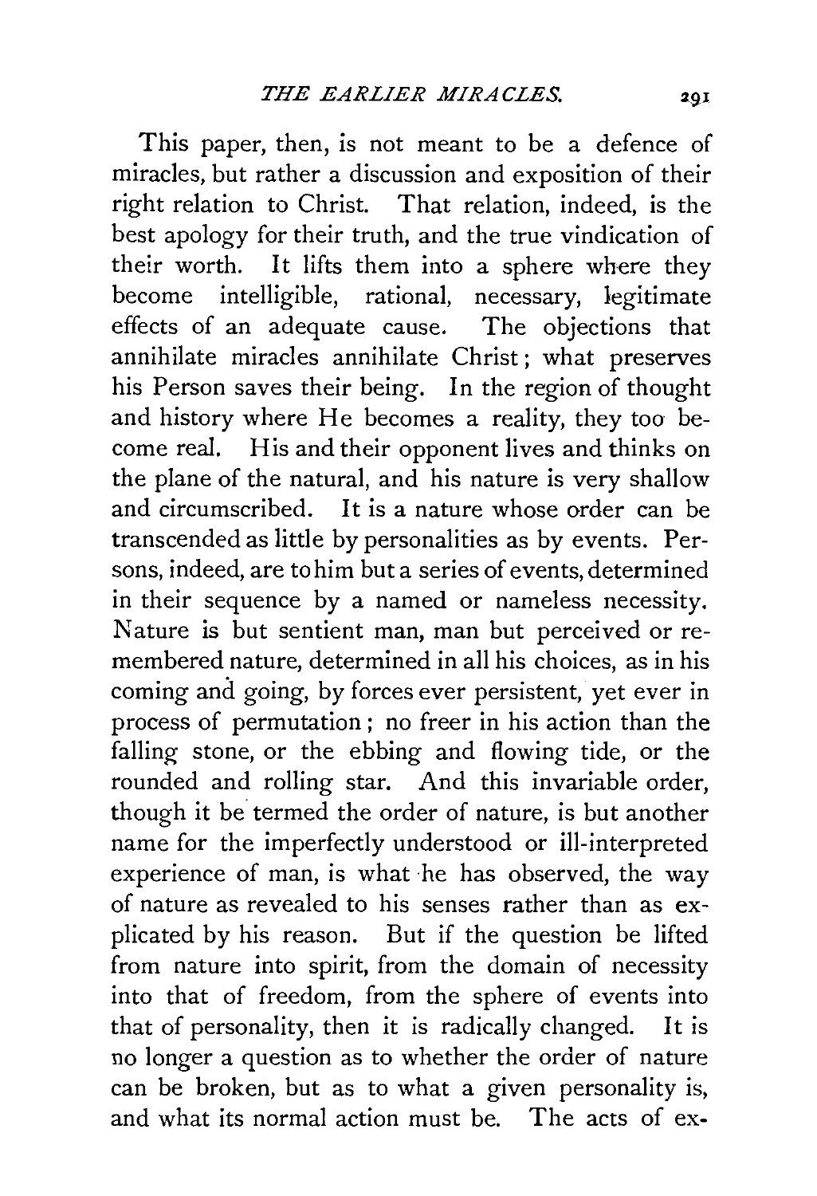This paper, then, is not meant to be a defence of miracles, but rather a discussion and exposition of their right relation to Christ. That relation, indeed, is the best apology for their truth, and the true vindication of their worth. It lifts them into a sphere where they become intelligible, rational, necessary, legitimate effects of an adequate cause. The objections that annihilate miracles annihilate Christ; what preserves his Person saves their being. In the region of thought and history where He becomes a reality, they too become real. His and their opponent lives and thinks on the plane of the natural, and his nature is very shallow and circumscribed. It is a nature whose order can be transcended as little by personalities as by events. Persons, indeed, are to him but a series of events, determined in their sequence by a named or nameless necessity. Nature is but sentient man, man but perceived or remembered nature, determined in all his choices, as in his coming and going, by forces ever persistent, yet ever in process of permutation; no freer in his action than the falling stone, or the ebbing and flowing tide, or the rounded and rolling star. And this invariable order, though it be termed the order of nature, is but another name for the imperfectly understood or ill-interpreted experience of man, is what he has observed, the way of nature as revealed to his senses rather than as explicated by his reason. But if the question be lifted from nature into spirit, from the domain of necessity into that of freedom, from the sphere of events into that of personality, then it is radically changed. It is no longer a question as to whether the order of nature can be broken, but as to what a given personality is, and what its normal action must be. The acts of ex-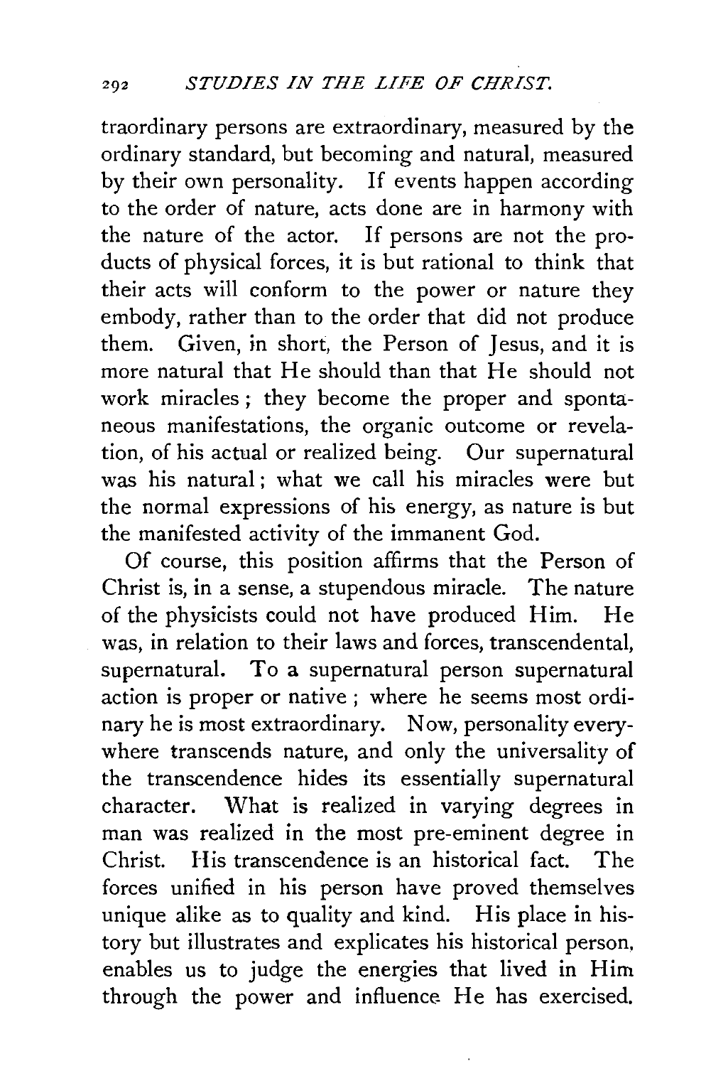traordinary persons are extraordinary, measured by the ordinary standard, but becoming and natural, measured by their own personality. If events happen according to the order of nature, acts done are in harmony with the nature of the actor. If persons are not the products of physical forces, it is but rational to think that their acts will conform to the power or nature they embody, rather than to the order that did not produce them. Given, in short, the Person of Jesus, and it is more natural that He should than that He should not work miracles; they become the proper and spontaneous manifestations, the organic outcome or revelation, of his actual or realized being. Our supernatural was his natural; what we call his miracles were but the normal expressions of his energy, as nature is but the manifested activity of the immanent God.

Of course, this position affirms that the Person of Christ is, in a sense, a stupendous miracle. The nature of the physicists could not have produced Him. He was, in relation to their laws and forces, transcendental, supernatural. To a supernatural person supernatural action is proper or native; where he seems most ordinary he is most extraordinary. Now, personality everywhere transcends nature, and only the universality of the transcendence hides its essentially supernatural character. What is realized in varying degrees in man was realized in the most pre-eminent degree in Christ. His transcendence is an historical fact. The forces unified in his person have proved themselves unique alike as to quality and kind. His place in history but illustrates and explicates his historical person, enables us to judge the energies that lived in Him through the power and influence He has exercised.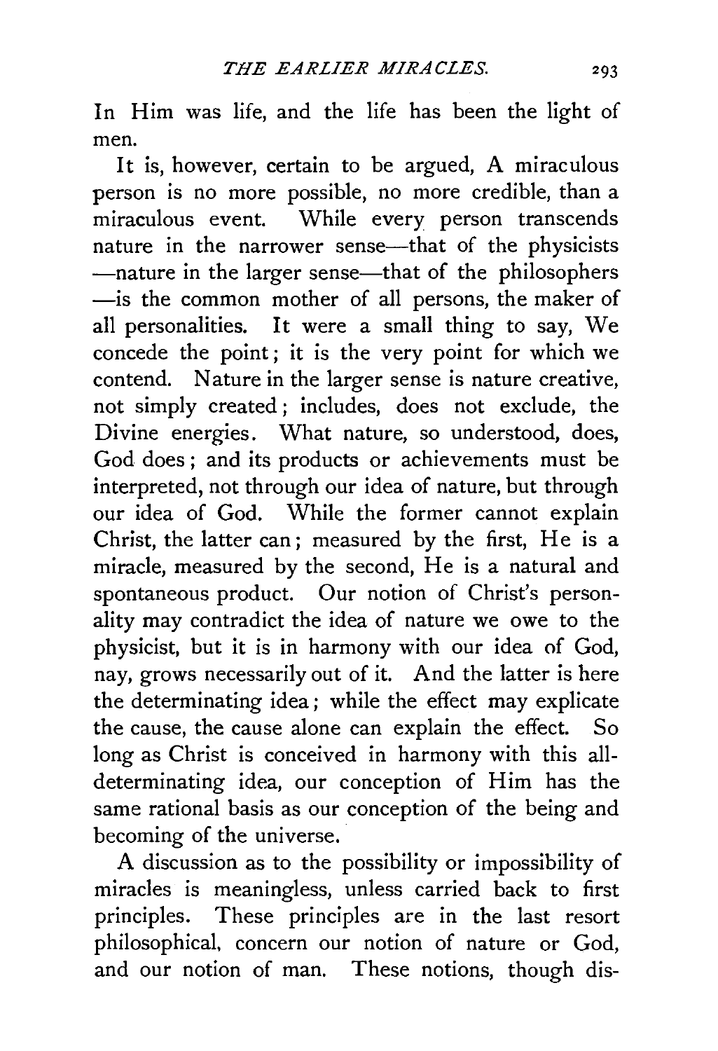In Him was life, and the life has been the light of men.

It is, however, certain to be argued, A miraculous person is no more possible, no more credible, than a miraculous event. While every person transcends nature in the narrower sense—that of the physicists—nature in the larger sense—that of the philosophers—is the common mother of all persons, the maker of all personalities. It were a small thing to say, We concede the point; it is the very point for which we contend. Nature in the larger sense is nature creative, not simply created; includes, does not exclude, the Divine energies. What nature, so understood, does, God does; and its products or achievements must be interpreted, not through our idea of nature, but through our idea of God. While the former cannot explain Christ, the latter can; measured by the first, He is a miracle, measured by the second, He is a natural and spontaneous product. Our notion of Christ's personality may contradict the idea of nature we owe to the physicist, but it is in harmony with our idea of God, nay, grows necessarily out of it. And the latter is here the determinating idea; while the effect may explicate the cause, the cause alone can explain the effect. So long as Christ is conceived in harmony with this all-determinating idea, our conception of Him has the same rational basis as our conception of the being and becoming of the universe.

A discussion as to the possibility or impossibility of miracles is meaningless, unless carried back to first principles. These principles are in the last resort philosophical, concern our notion of nature or God, and our notion of man. These notions, though dis-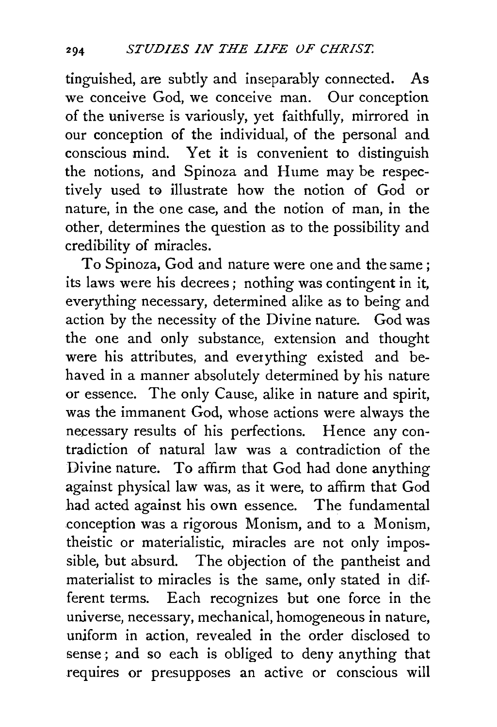tinguished, are subtly and inseparably connected. As we conceive God, we conceive man. Our conception of the universe is variously, yet faithfully, mirrored in our conception of the individual, of the personal and conscious mind. Yet it is convenient to distinguish the notions, and Spinoza and Hume may be respectively used to illustrate how the notion of God or nature, in the one case, and the notion of man, in the other, determines the question as to the possibility and credibility of miracles.

To Spinoza, God and nature were one and the same; its laws were his decrees; nothing was contingent in it, everything necessary, determined alike as to being and action by the necessity of the Divine nature. God was the one and only substance, extension and thought were his attributes, and everything existed and behaved in a manner absolutely determined by his nature or essence. The only Cause, alike in nature and spirit, was the immanent God, whose actions were always the necessary results of his perfections. Hence any contradiction of natural law was a contradiction of the Divine nature. To affirm that God had done anything against physical law was, as it were, to affirm that God had acted against his own essence. The fundamental conception was a rigorous Monism, and to a Monism, theistic or materialistic, miracles are not only impossible, but absurd. The objection of the pantheist and materialist to miracles is the same, only stated in different terms. Each recognizes but one force in the universe, necessary, mechanical, homogeneous in nature, uniform in action, revealed in the order disclosed to sense; and so each is obliged to deny anything that requires or presupposes an active or conscious will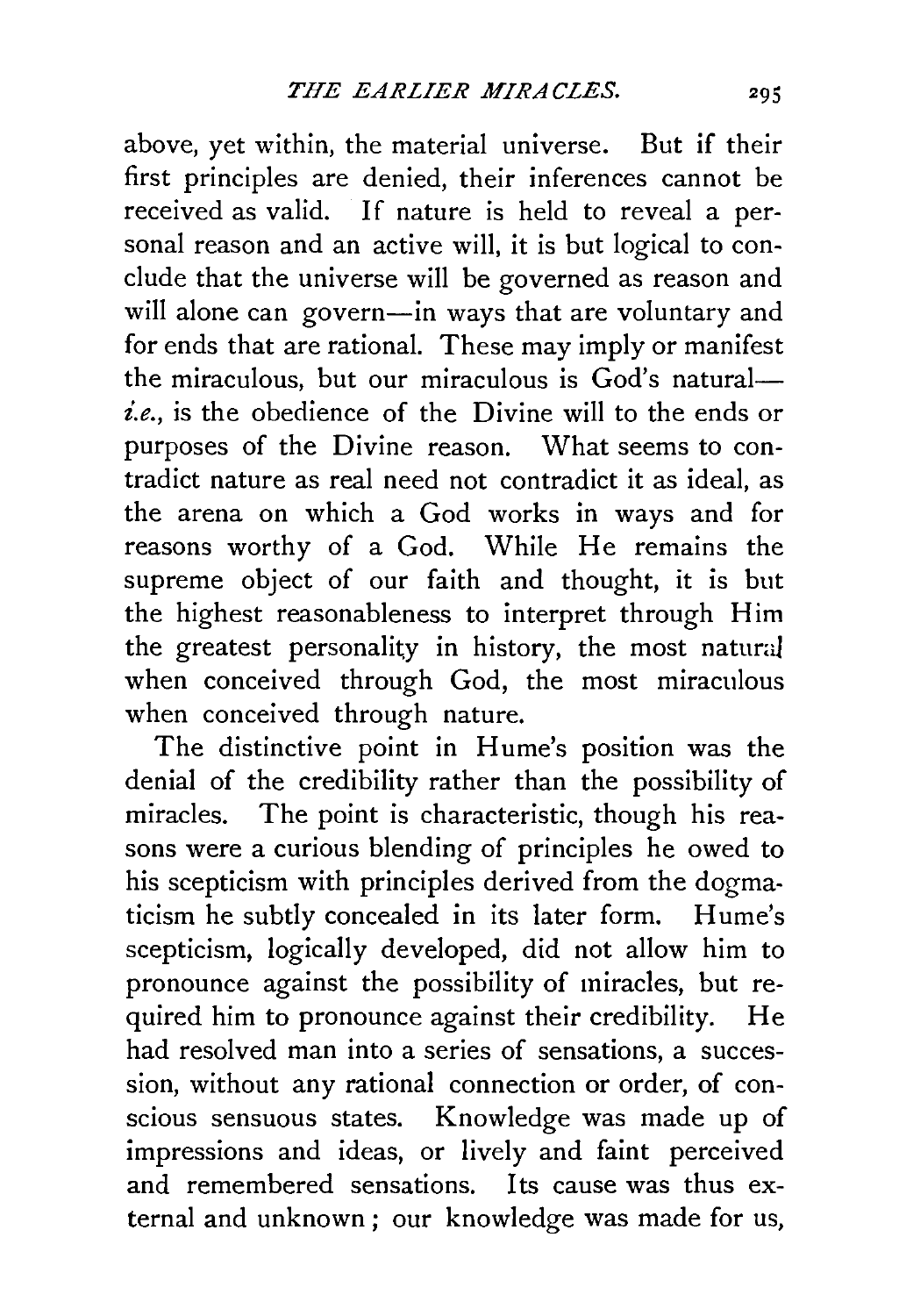above, yet within, the material universe. But if their first principles are denied, their inferences cannot be received as valid. If nature is held to reveal a personal reason and an active will, it is but logical to conclude that the universe will be governed as reason and will alone can govern—in ways that are voluntary and for ends that are rational. These may imply or manifest the miraculous, but our miraculous is God's natural—*i.e.*, is the obedience of the Divine will to the ends or purposes of the Divine reason. What seems to contradict nature as real need not contradict it as ideal, as the arena on which a God works in ways and for reasons worthy of a God. While He remains the supreme object of our faith and thought, it is but the highest reasonableness to interpret through Him the greatest personality in history, the most natural when conceived through God, the most miraculous when conceived through nature.

The distinctive point in Hume's position was the denial of the credibility rather than the possibility of miracles. The point is characteristic, though his reasons were a curious blending of principles he owed to his scepticism with principles derived from the dogmaticism he subtly concealed in its later form. Hume's scepticism, logically developed, did not allow him to pronounce against the possibility of miracles, but required him to pronounce against their credibility. He had resolved man into a series of sensations, a succession, without any rational connection or order, of conscious sensuous states. Knowledge was made up of impressions and ideas, or lively and faint perceived and remembered sensations. Its cause was thus external and unknown; our knowledge was made for us,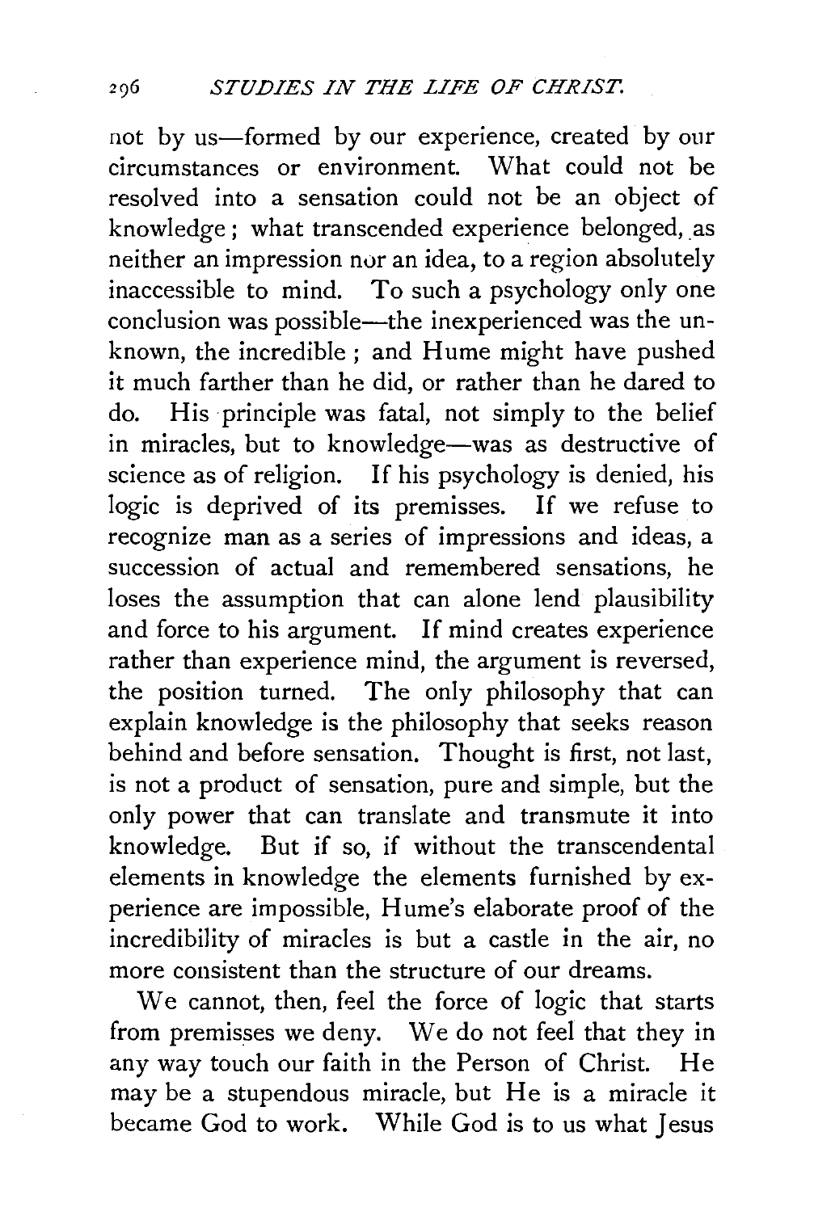not by us—formed by our experience, created by our circumstances or environment. What could not be resolved into a sensation could not be an object of knowledge; what transcended experience belonged, as neither an impression nor an idea, to a region absolutely inaccessible to mind. To such a psychology only one conclusion was possible—the inexperienced was the unknown, the incredible; and Hume might have pushed it much farther than he did, or rather than he dared to do. His principle was fatal, not simply to the belief in miracles, but to knowledge—was as destructive of science as of religion. If his psychology is denied, his logic is deprived of its premisses. If we refuse to recognize man as a series of impressions and ideas, a succession of actual and remembered sensations, he loses the assumption that can alone lend plausibility and force to his argument. If mind creates experience rather than experience mind, the argument is reversed, the position turned. The only philosophy that can explain knowledge is the philosophy that seeks reason behind and before sensation. Thought is first, not last, is not a product of sensation, pure and simple, but the only power that can translate and transmute it into knowledge. But if so, if without the transcendental elements in knowledge the elements furnished by experience are impossible, Hume's elaborate proof of the incredibility of miracles is but a castle in the air, no more consistent than the structure of our dreams.

We cannot, then, feel the force of logic that starts from premisses we deny. We do not feel that they in any way touch our faith in the Person of Christ. He may be a stupendous miracle, but He is a miracle it became God to work. While God is to us what Jesus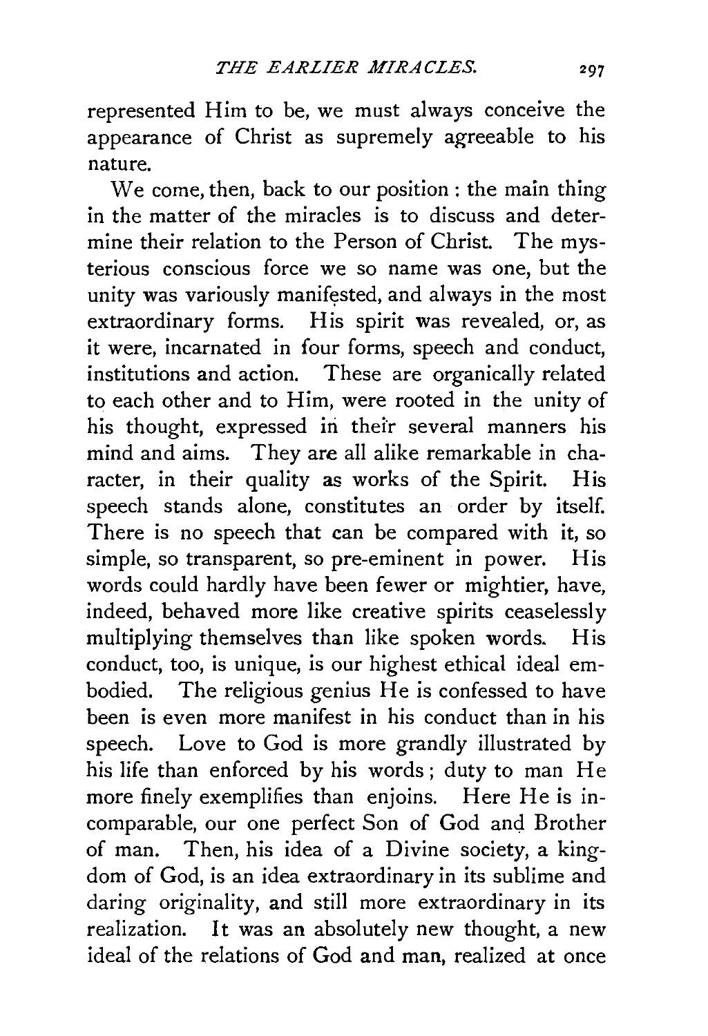represented Him to be, we must always conceive the appearance of Christ as supremely agreeable to his nature.

We come, then, back to our position : the main thing in the matter of the miracles is to discuss and determine their relation to the Person of Christ. The mysterious conscious force we so name was one, but the unity was variously manifested, and always in the most extraordinary forms. His spirit was revealed, or, as it were, incarnated in four forms, speech and conduct, institutions and action. These are organically related to each other and to Him, were rooted in the unity of his thought, expressed in their several manners his mind and aims. They are all alike remarkable in character, in their quality as works of the Spirit. His speech stands alone, constitutes an order by itself. There is no speech that can be compared with it, so simple, so transparent, so pre-eminent in power. His words could hardly have been fewer or mightier, have, indeed, behaved more like creative spirits ceaselessly multiplying themselves than like spoken words. His conduct, too, is unique, is our highest ethical ideal embodied. The religious genius He is confessed to have been is even more manifest in his conduct than in his speech. Love to God is more grandly illustrated by his life than enforced by his words ; duty to man He more finely exemplifies than enjoins. Here He is incomparable, our one perfect Son of God and Brother of man. Then, his idea of a Divine society, a kingdom of God, is an idea extraordinary in its sublime and daring originality, and still more extraordinary in its realization. It was an absolutely new thought, a new ideal of the relations of God and man, realized at once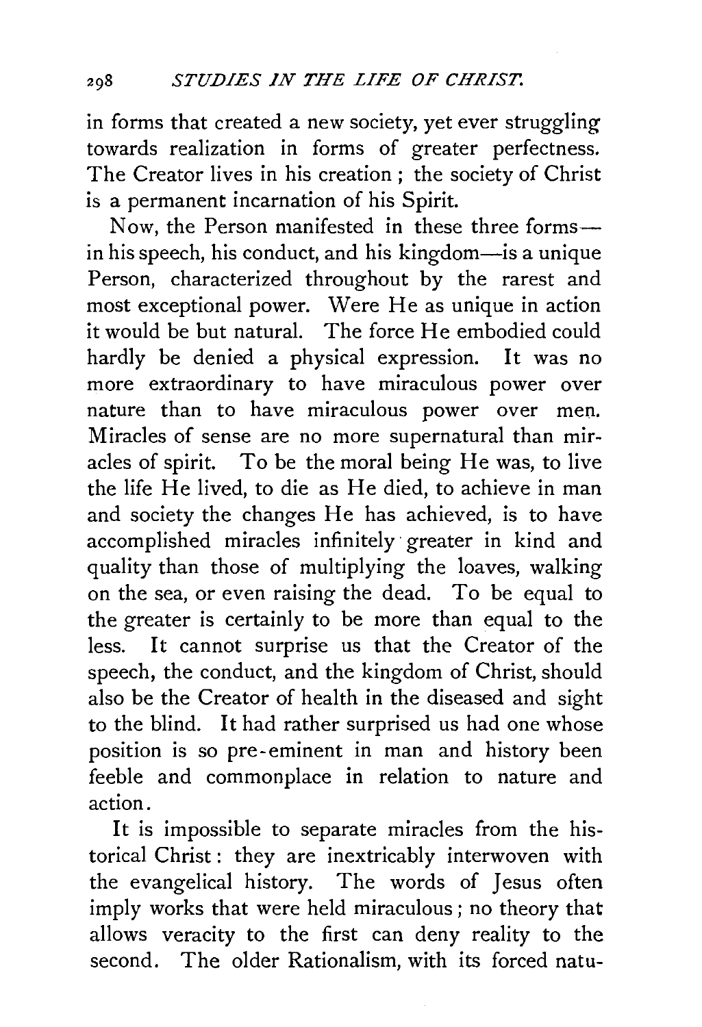in forms that created a new society, yet ever struggling towards realization in forms of greater perfectness. The Creator lives in his creation; the society of Christ is a permanent incarnation of his Spirit.

Now, the Person manifested in these three forms—in his speech, his conduct, and his kingdom—is a unique Person, characterized throughout by the rarest and most exceptional power. Were He as unique in action it would be but natural. The force He embodied could hardly be denied a physical expression. It was no more extraordinary to have miraculous power over nature than to have miraculous power over men. Miracles of sense are no more supernatural than miracles of spirit. To be the moral being He was, to live the life He lived, to die as He died, to achieve in man and society the changes He has achieved, is to have accomplished miracles infinitely greater in kind and quality than those of multiplying the loaves, walking on the sea, or even raising the dead. To be equal to the greater is certainly to be more than equal to the less. It cannot surprise us that the Creator of the speech, the conduct, and the kingdom of Christ, should also be the Creator of health in the diseased and sight to the blind. It had rather surprised us had one whose position is so pre-eminent in man and history been feeble and commonplace in relation to nature and action.

It is impossible to separate miracles from the historical Christ: they are inextricably interwoven with the evangelical history. The words of Jesus often imply works that were held miraculous; no theory that allows veracity to the first can deny reality to the second. The older Rationalism, with its forced natu-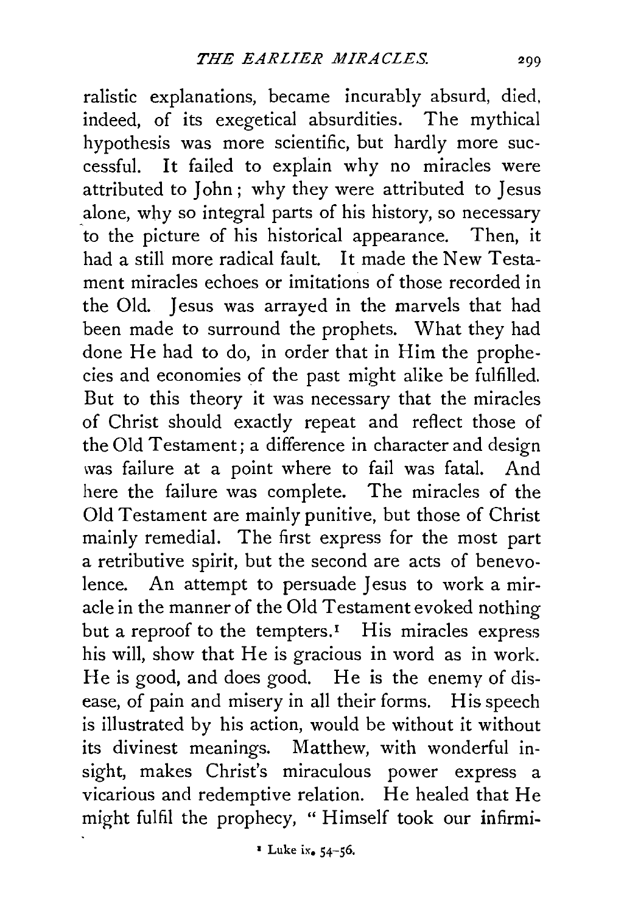ralistic explanations, became incurably absurd, died, indeed, of its exegetical absurdities. The mythical hypothesis was more scientific, but hardly more successful. It failed to explain why no miracles were attributed to John; why they were attributed to Jesus alone, why so integral parts of his history, so necessary to the picture of his historical appearance. Then, it had a still more radical fault. It made the New Testament miracles echoes or imitations of those recorded in the Old. Jesus was arrayed in the marvels that had been made to surround the prophets. What they had done He had to do, in order that in Him the prophecies and economies of the past might alike be fulfilled. But to this theory it was necessary that the miracles of Christ should exactly repeat and reflect those of the Old Testament; a difference in character and design was failure at a point where to fail was fatal. And here the failure was complete. The miracles of the Old Testament are mainly punitive, but those of Christ mainly remedial. The first express for the most part a retributive spirit, but the second are acts of benevolence. An attempt to persuade Jesus to work a miracle in the manner of the Old Testament evoked nothing but a reproof to the tempters.[1] His miracles express his will, show that He is gracious in word as in work. He is good, and does good. He is the enemy of disease, of pain and misery in all their forms. His speech is illustrated by his action, would be without it without its divinest meanings. Matthew, with wonderful insight, makes Christ's miraculous power express a vicarious and redemptive relation. He healed that He might fulfil the prophecy, "Himself took our infirmi-

[1] Luke ix. 54–56.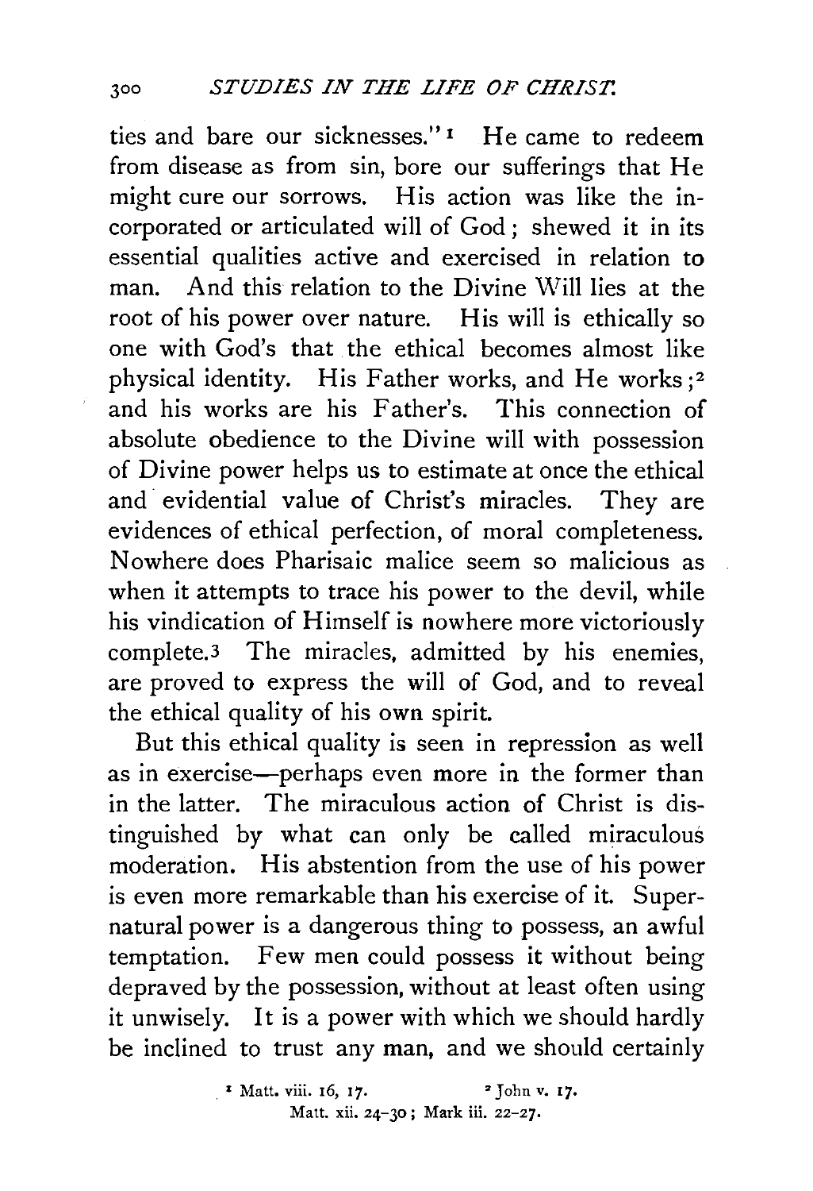ties and bare our sicknesses."[1] He came to redeem from disease as from sin, bore our sufferings that He might cure our sorrows. His action was like the incorporated or articulated will of God; shewed it in its essential qualities active and exercised in relation to man. And this relation to the Divine Will lies at the root of his power over nature. His will is ethically so one with God's that the ethical becomes almost like physical identity. His Father works, and He works;[2] and his works are his Father's. This connection of absolute obedience to the Divine will with possession of Divine power helps us to estimate at once the ethical and evidential value of Christ's miracles. They are evidences of ethical perfection, of moral completeness. Nowhere does Pharisaic malice seem so malicious as when it attempts to trace his power to the devil, while his vindication of Himself is nowhere more victoriously complete.[3] The miracles, admitted by his enemies, are proved to express the will of God, and to reveal the ethical quality of his own spirit.

But this ethical quality is seen in repression as well as in exercise—perhaps even more in the former than in the latter. The miraculous action of Christ is distinguished by what can only be called miraculous moderation. His abstention from the use of his power is even more remarkable than his exercise of it. Supernatural power is a dangerous thing to possess, an awful temptation. Few men could possess it without being depraved by the possession, without at least often using it unwisely. It is a power with which we should hardly be inclined to trust any man, and we should certainly

[1] Matt. viii. 16, 17. [2] John v. 17.
[3] Matt. xii. 24–30; Mark iii. 22–27.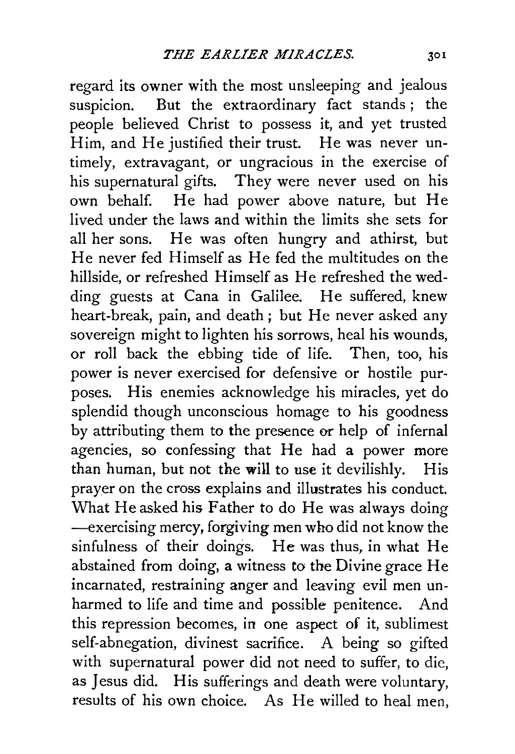regard its owner with the most unsleeping and jealous suspicion. But the extraordinary fact stands; the people believed Christ to possess it, and yet trusted Him, and He justified their trust. He was never untimely, extravagant, or ungracious in the exercise of his supernatural gifts. They were never used on his own behalf. He had power above nature, but He lived under the laws and within the limits she sets for all her sons. He was often hungry and athirst, but He never fed Himself as He fed the multitudes on the hillside, or refreshed Himself as He refreshed the wedding guests at Cana in Galilee. He suffered, knew heart-break, pain, and death; but He never asked any sovereign might to lighten his sorrows, heal his wounds, or roll back the ebbing tide of life. Then, too, his power is never exercised for defensive or hostile purposes. His enemies acknowledge his miracles, yet do splendid though unconscious homage to his goodness by attributing them to the presence or help of infernal agencies, so confessing that He had a power more than human, but not the will to use it devilishly. His prayer on the cross explains and illustrates his conduct. What He asked his Father to do He was always doing —exercising mercy, forgiving men who did not know the sinfulness of their doings. He was thus, in what He abstained from doing, a witness to the Divine grace He incarnated, restraining anger and leaving evil men unharmed to life and time and possible penitence. And this repression becomes, in one aspect of it, sublimest self-abnegation, divinest sacrifice. A being so gifted with supernatural power did not need to suffer, to die, as Jesus did. His sufferings and death were voluntary, results of his own choice. As He willed to heal men,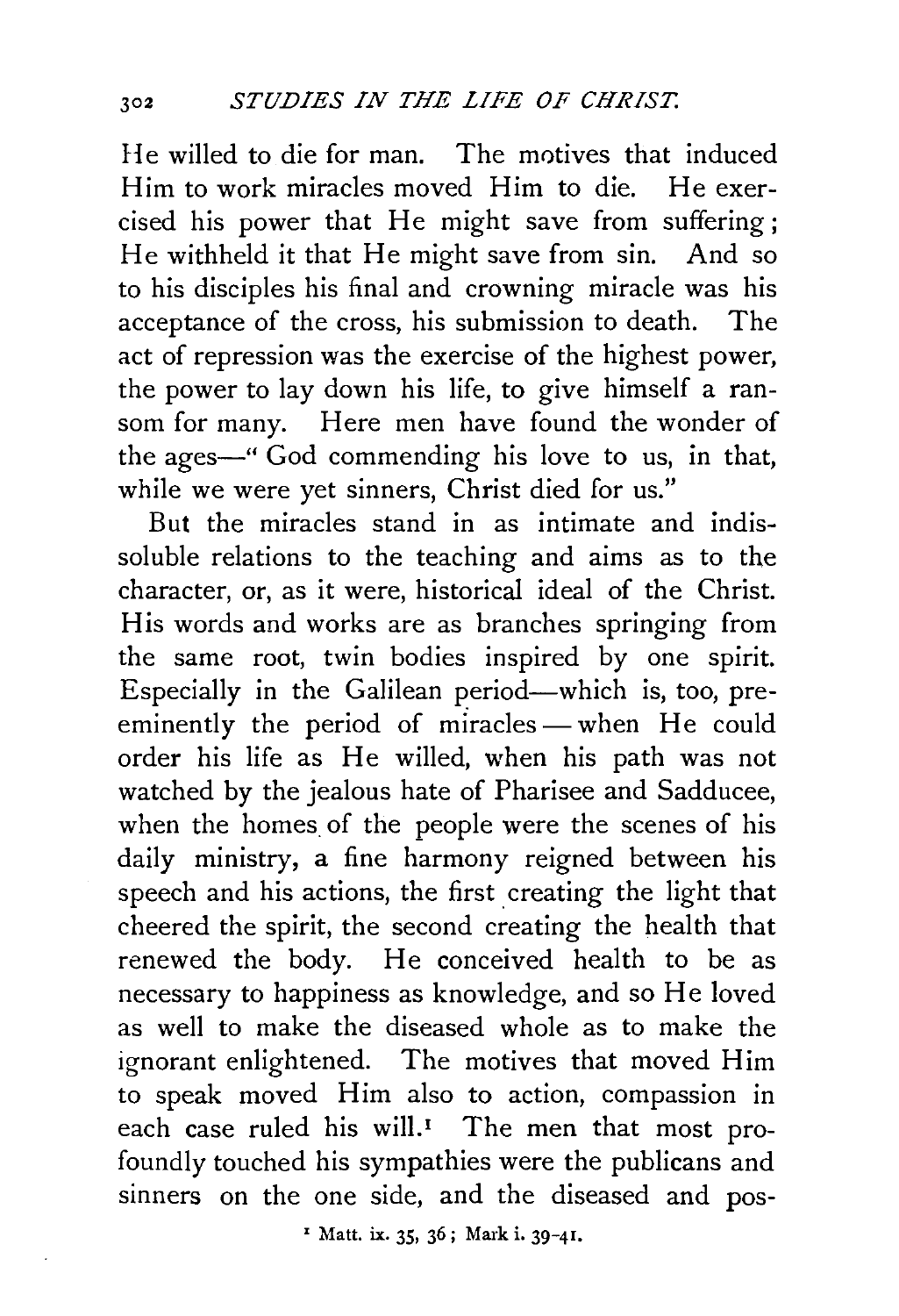He willed to die for man. The motives that induced Him to work miracles moved Him to die. He exercised his power that He might save from suffering; He withheld it that He might save from sin. And so to his disciples his final and crowning miracle was his acceptance of the cross, his submission to death. The act of repression was the exercise of the highest power, the power to lay down his life, to give himself a ransom for many. Here men have found the wonder of the ages—" God commending his love to us, in that, while we were yet sinners, Christ died for us."

But the miracles stand in as intimate and indissoluble relations to the teaching and aims as to the character, or, as it were, historical ideal of the Christ. His words and works are as branches springing from the same root, twin bodies inspired by one spirit. Especially in the Galilean period—which is, too, preeminently the period of miracles — when He could order his life as He willed, when his path was not watched by the jealous hate of Pharisee and Sadducee, when the homes of the people were the scenes of his daily ministry, a fine harmony reigned between his speech and his actions, the first creating the light that cheered the spirit, the second creating the health that renewed the body. He conceived health to be as necessary to happiness as knowledge, and so He loved as well to make the diseased whole as to make the ignorant enlightened. The motives that moved Him to speak moved Him also to action, compassion in each case ruled his will.[1] The men that most profoundly touched his sympathies were the publicans and sinners on the one side, and the diseased and pos-

[1] Matt. ix. 35, 36; Mark i. 39-41.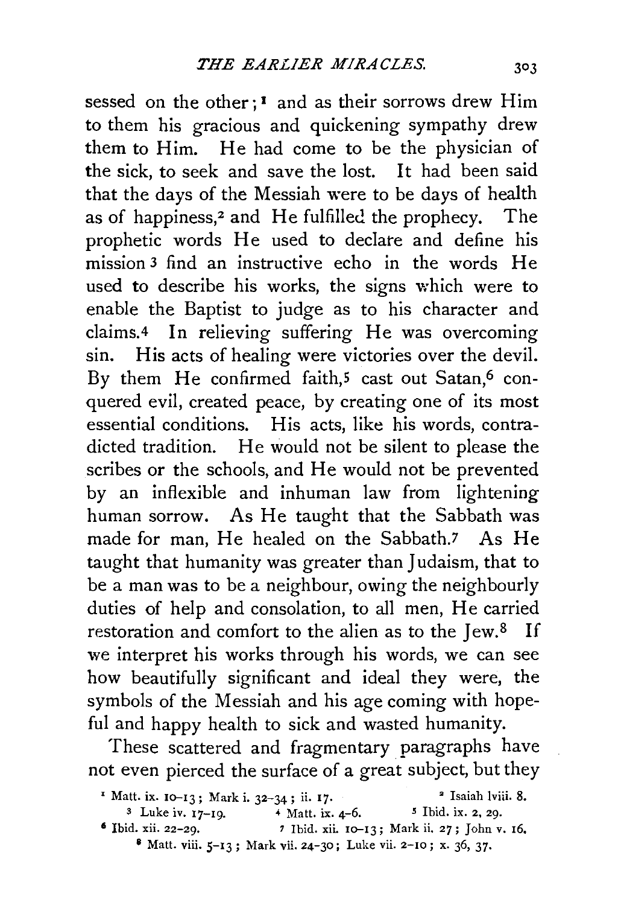sessed on the other;[1] and as their sorrows drew Him to them his gracious and quickening sympathy drew them to Him. He had come to be the physician of the sick, to seek and save the lost. It had been said that the days of the Messiah were to be days of health as of happiness,[2] and He fulfilled the prophecy. The prophetic words He used to declare and define his mission[3] find an instructive echo in the words He used to describe his works, the signs which were to enable the Baptist to judge as to his character and claims.[4] In relieving suffering He was overcoming sin. His acts of healing were victories over the devil. By them He confirmed faith,[5] cast out Satan,[6] conquered evil, created peace, by creating one of its most essential conditions. His acts, like his words, contradicted tradition. He would not be silent to please the scribes or the schools, and He would not be prevented by an inflexible and inhuman law from lightening human sorrow. As He taught that the Sabbath was made for man, He healed on the Sabbath.[7] As He taught that humanity was greater than Judaism, that to be a man was to be a neighbour, owing the neighbourly duties of help and consolation, to all men, He carried restoration and comfort to the alien as to the Jew.[8] If we interpret his works through his words, we can see how beautifully significant and ideal they were, the symbols of the Messiah and his age coming with hopeful and happy health to sick and wasted humanity.

These scattered and fragmentary paragraphs have not even pierced the surface of a great subject, but they

[1] Matt. ix. 10–13; Mark i. 32–34; ii. 17.
[2] Isaiah lviii. 8.
[3] Luke iv. 17–19.
[4] Matt. ix. 4–6.
[5] Ibid. ix. 2, 29.
[6] Ibid. xii. 22–29.
[7] Ibid. xii. 10–13; Mark ii. 27; John v. 16.
[8] Matt. viii. 5–13; Mark vii. 24–30; Luke vii. 2–10; x. 36, 37.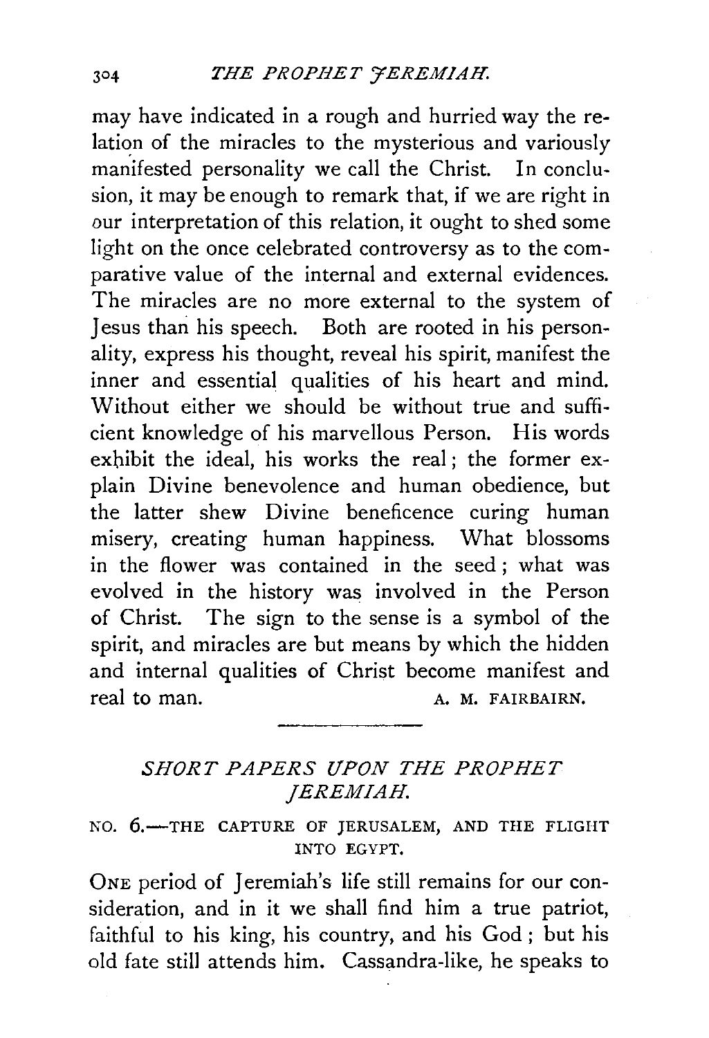may have indicated in a rough and hurried way the relation of the miracles to the mysterious and variously manifested personality we call the Christ. In conclusion, it may be enough to remark that, if we are right in our interpretation of this relation, it ought to shed some light on the once celebrated controversy as to the comparative value of the internal and external evidences. The miracles are no more external to the system of Jesus than his speech. Both are rooted in his personality, express his thought, reveal his spirit, manifest the inner and essential qualities of his heart and mind. Without either we should be without true and sufficient knowledge of his marvellous Person. His words exhibit the ideal, his works the real; the former explain Divine benevolence and human obedience, but the latter shew Divine beneficence curing human misery, creating human happiness. What blossoms in the flower was contained in the seed; what was evolved in the history was involved in the Person of Christ. The sign to the sense is a symbol of the spirit, and miracles are but means by which the hidden and internal qualities of Christ become manifest and real to man.

A. M. FAIRBAIRN.

---

## *SHORT PAPERS UPON THE PROPHET JEREMIAH.*

### NO. 6.—THE CAPTURE OF JERUSALEM, AND THE FLIGHT INTO EGYPT.

ONE period of Jeremiah's life still remains for our consideration, and in it we shall find him a true patriot, faithful to his king, his country, and his God; but his old fate still attends him. Cassandra-like, he speaks to